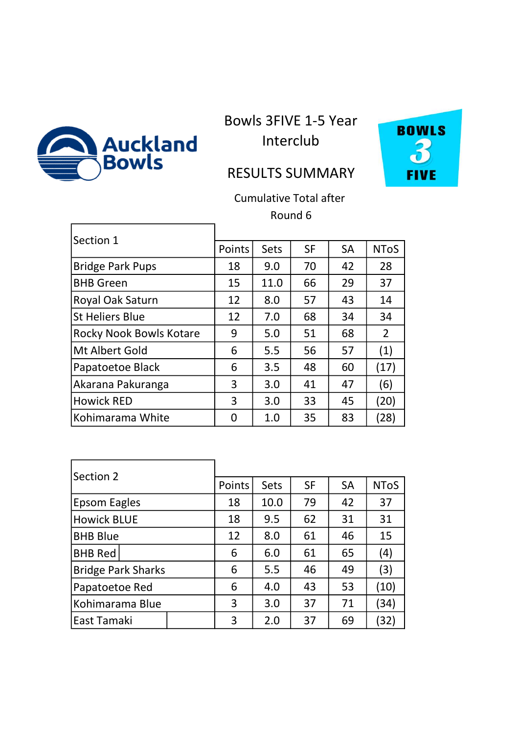Auckland Bowls

# Bowls 3FIVE 1-5 Year Interclub

## RESULTS SUMMARY

BOWLS 3 FIVE

Cumulative Total after Round 6

| Section 1 | Points | Sets | SF | SA | NToS |
|---|---|---|---|---|---|
| Bridge Park Pups | 18 | 9.0 | 70 | 42 | 28 |
| BHB Green | 15 | 11.0 | 66 | 29 | 37 |
| Royal Oak Saturn | 12 | 8.0 | 57 | 43 | 14 |
| St Heliers Blue | 12 | 7.0 | 68 | 34 | 34 |
| Rocky Nook Bowls Kotare | 9 | 5.0 | 51 | 68 | 2 |
| Mt Albert Gold | 6 | 5.5 | 56 | 57 | (1) |
| Papatoetoe Black | 6 | 3.5 | 48 | 60 | (17) |
| Akarana Pakuranga | 3 | 3.0 | 41 | 47 | (6) |
| Howick RED | 3 | 3.0 | 33 | 45 | (20) |
| Kohimarama White | 0 | 1.0 | 35 | 83 | (28) |

| Section 2 | Points | Sets | SF | SA | NToS |
|---|---|---|---|---|---|
| Epsom Eagles | 18 | 10.0 | 79 | 42 | 37 |
| Howick BLUE | 18 | 9.5 | 62 | 31 | 31 |
| BHB Blue | 12 | 8.0 | 61 | 46 | 15 |
| BHB Red | 6 | 6.0 | 61 | 65 | (4) |
| Bridge Park Sharks | 6 | 5.5 | 46 | 49 | (3) |
| Papatoetoe Red | 6 | 4.0 | 43 | 53 | (10) |
| Kohimarama Blue | 3 | 3.0 | 37 | 71 | (34) |
| East Tamaki | 3 | 2.0 | 37 | 69 | (32) |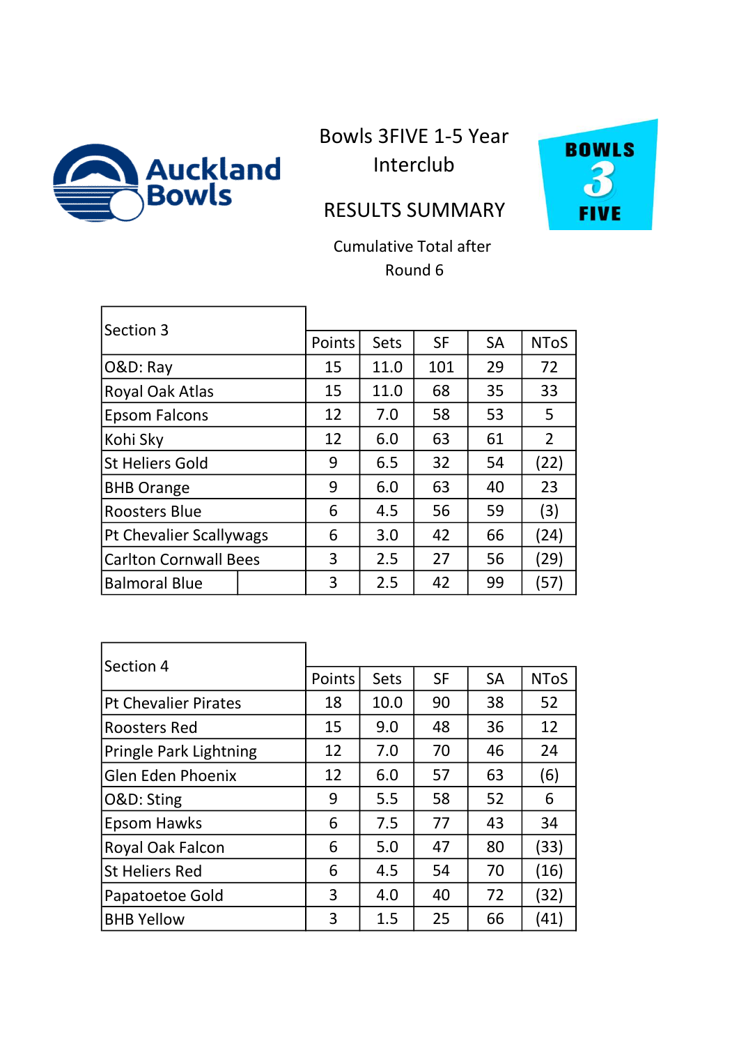# Bowls 3FIVE 1-5 Year Interclub

## RESULTS SUMMARY

Cumulative Total after Round 6

| Section 3 | Points | Sets | SF | SA | NToS |
|---|---|---|---|---|---|
| O&D: Ray | 15 | 11.0 | 101 | 29 | 72 |
| Royal Oak Atlas | 15 | 11.0 | 68 | 35 | 33 |
| Epsom Falcons | 12 | 7.0 | 58 | 53 | 5 |
| Kohi Sky | 12 | 6.0 | 63 | 61 | 2 |
| St Heliers Gold | 9 | 6.5 | 32 | 54 | (22) |
| BHB Orange | 9 | 6.0 | 63 | 40 | 23 |
| Roosters Blue | 6 | 4.5 | 56 | 59 | (3) |
| Pt Chevalier Scallywags | 6 | 3.0 | 42 | 66 | (24) |
| Carlton Cornwall Bees | 3 | 2.5 | 27 | 56 | (29) |
| Balmoral Blue | 3 | 2.5 | 42 | 99 | (57) |

| Section 4 | Points | Sets | SF | SA | NToS |
|---|---|---|---|---|---|
| Pt Chevalier Pirates | 18 | 10.0 | 90 | 38 | 52 |
| Roosters Red | 15 | 9.0 | 48 | 36 | 12 |
| Pringle Park Lightning | 12 | 7.0 | 70 | 46 | 24 |
| Glen Eden Phoenix | 12 | 6.0 | 57 | 63 | (6) |
| O&D: Sting | 9 | 5.5 | 58 | 52 | 6 |
| Epsom Hawks | 6 | 7.5 | 77 | 43 | 34 |
| Royal Oak Falcon | 6 | 5.0 | 47 | 80 | (33) |
| St Heliers Red | 6 | 4.5 | 54 | 70 | (16) |
| Papatoetoe Gold | 3 | 4.0 | 40 | 72 | (32) |
| BHB Yellow | 3 | 1.5 | 25 | 66 | (41) |